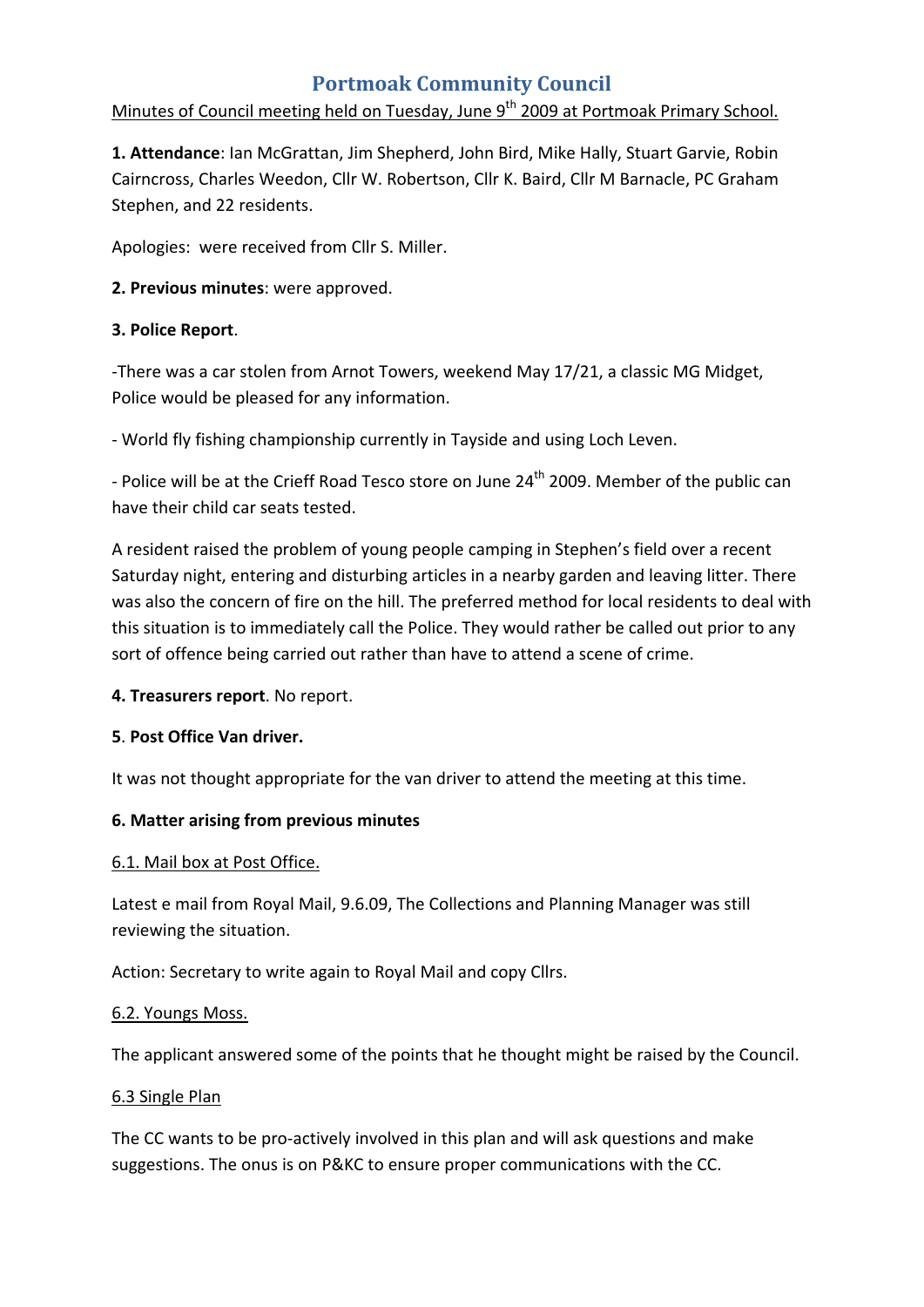# Portmoak Community Council

Minutes of Council meeting held on Tuesday, June 9th 2009 at Portmoak Primary School.

**1. Attendance**: Ian McGrattan, Jim Shepherd, John Bird, Mike Hally, Stuart Garvie, Robin Cairncross, Charles Weedon, Cllr W. Robertson, Cllr K. Baird, Cllr M Barnacle, PC Graham Stephen, and 22 residents.

Apologies: were received from Cllr S. Miller.

**2. Previous minutes**: were approved.

**3. Police Report**.

-There was a car stolen from Arnot Towers, weekend May 17/21, a classic MG Midget, Police would be pleased for any information.

- World fly fishing championship currently in Tayside and using Loch Leven.

- Police will be at the Crieff Road Tesco store on June 24th 2009. Member of the public can have their child car seats tested.

A resident raised the problem of young people camping in Stephen's field over a recent Saturday night, entering and disturbing articles in a nearby garden and leaving litter. There was also the concern of fire on the hill. The preferred method for local residents to deal with this situation is to immediately call the Police. They would rather be called out prior to any sort of offence being carried out rather than have to attend a scene of crime.

**4. Treasurers report**. No report.

**5**. **Post Office Van driver.**

It was not thought appropriate for the van driver to attend the meeting at this time.

**6. Matter arising from previous minutes**

6.1. Mail box at Post Office.

Latest e mail from Royal Mail, 9.6.09, The Collections and Planning Manager was still reviewing the situation.

Action: Secretary to write again to Royal Mail and copy Cllrs.

6.2. Youngs Moss.

The applicant answered some of the points that he thought might be raised by the Council.

6.3 Single Plan

The CC wants to be pro-actively involved in this plan and will ask questions and make suggestions. The onus is on P&KC to ensure proper communications with the CC.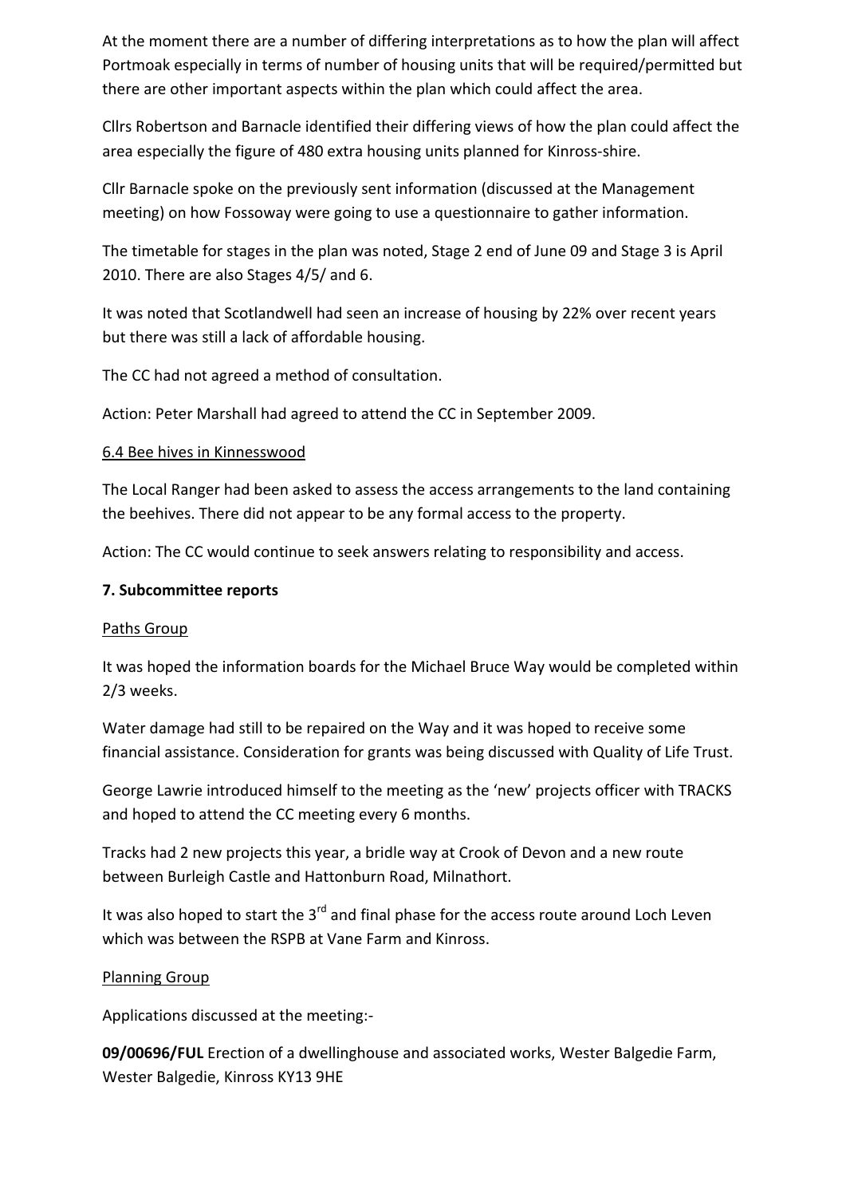At the moment there are a number of differing interpretations as to how the plan will affect Portmoak especially in terms of number of housing units that will be required/permitted but there are other important aspects within the plan which could affect the area.

Cllrs Robertson and Barnacle identified their differing views of how the plan could affect the area especially the figure of 480 extra housing units planned for Kinross-shire.

Cllr Barnacle spoke on the previously sent information (discussed at the Management meeting) on how Fossoway were going to use a questionnaire to gather information.

The timetable for stages in the plan was noted, Stage 2 end of June 09 and Stage 3 is April 2010. There are also Stages 4/5/ and 6.

It was noted that Scotlandwell had seen an increase of housing by 22% over recent years but there was still a lack of affordable housing.

The CC had not agreed a method of consultation.

Action: Peter Marshall had agreed to attend the CC in September 2009.

<u>6.4 Bee hives in Kinnesswood</u>

The Local Ranger had been asked to assess the access arrangements to the land containing the beehives. There did not appear to be any formal access to the property.

Action: The CC would continue to seek answers relating to responsibility and access.

**7. Subcommittee reports**

<u>Paths Group</u>

It was hoped the information boards for the Michael Bruce Way would be completed within 2/3 weeks.

Water damage had still to be repaired on the Way and it was hoped to receive some financial assistance. Consideration for grants was being discussed with Quality of Life Trust.

George Lawrie introduced himself to the meeting as the 'new' projects officer with TRACKS and hoped to attend the CC meeting every 6 months.

Tracks had 2 new projects this year, a bridle way at Crook of Devon and a new route between Burleigh Castle and Hattonburn Road, Milnathort.

It was also hoped to start the 3rd and final phase for the access route around Loch Leven which was between the RSPB at Vane Farm and Kinross.

<u>Planning Group</u>

Applications discussed at the meeting:-

**09/00696/FUL** Erection of a dwellinghouse and associated works, Wester Balgedie Farm, Wester Balgedie, Kinross KY13 9HE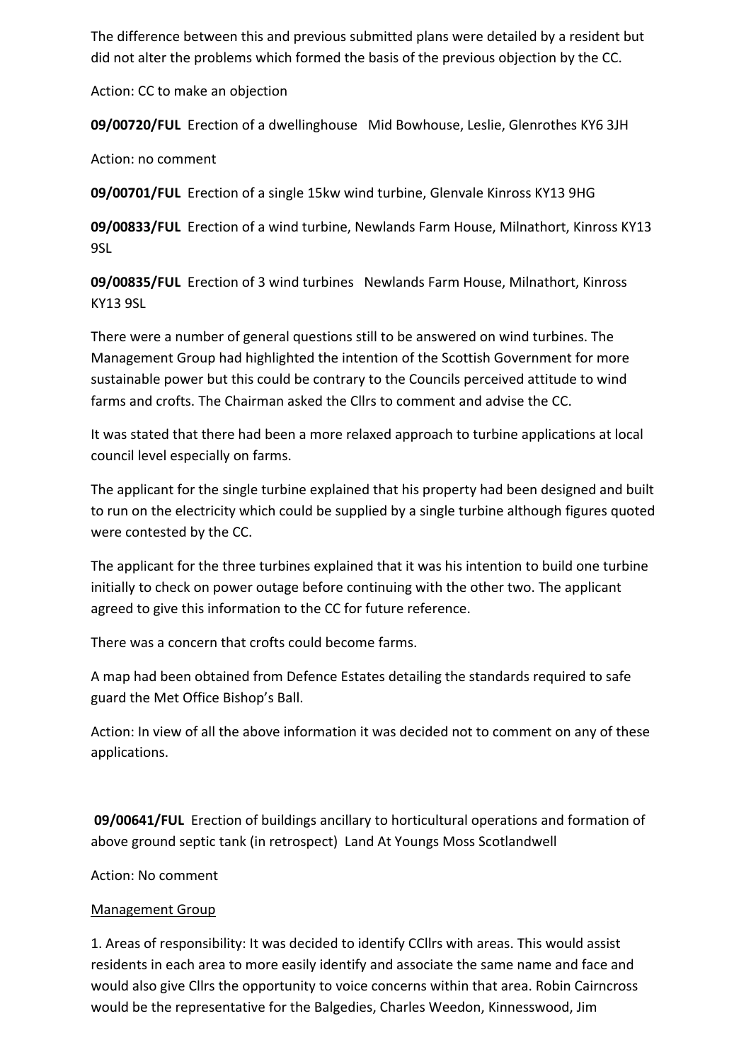The difference between this and previous submitted plans were detailed by a resident but did not alter the problems which formed the basis of the previous objection by the CC.

Action: CC to make an objection

**09/00720/FUL** Erection of a dwellinghouse Mid Bowhouse, Leslie, Glenrothes KY6 3JH

Action: no comment

**09/00701/FUL** Erection of a single 15kw wind turbine, Glenvale Kinross KY13 9HG

**09/00833/FUL** Erection of a wind turbine, Newlands Farm House, Milnathort, Kinross KY13 9SL

**09/00835/FUL** Erection of 3 wind turbines Newlands Farm House, Milnathort, Kinross KY13 9SL

There were a number of general questions still to be answered on wind turbines. The Management Group had highlighted the intention of the Scottish Government for more sustainable power but this could be contrary to the Councils perceived attitude to wind farms and crofts. The Chairman asked the Cllrs to comment and advise the CC.

It was stated that there had been a more relaxed approach to turbine applications at local council level especially on farms.

The applicant for the single turbine explained that his property had been designed and built to run on the electricity which could be supplied by a single turbine although figures quoted were contested by the CC.

The applicant for the three turbines explained that it was his intention to build one turbine initially to check on power outage before continuing with the other two. The applicant agreed to give this information to the CC for future reference.

There was a concern that crofts could become farms.

A map had been obtained from Defence Estates detailing the standards required to safe guard the Met Office Bishop's Ball.

Action: In view of all the above information it was decided not to comment on any of these applications.

**09/00641/FUL** Erection of buildings ancillary to horticultural operations and formation of above ground septic tank (in retrospect) Land At Youngs Moss Scotlandwell

Action: No comment

Management Group

1. Areas of responsibility: It was decided to identify CCllrs with areas. This would assist residents in each area to more easily identify and associate the same name and face and would also give Cllrs the opportunity to voice concerns within that area. Robin Cairncross would be the representative for the Balgedies, Charles Weedon, Kinnesswood, Jim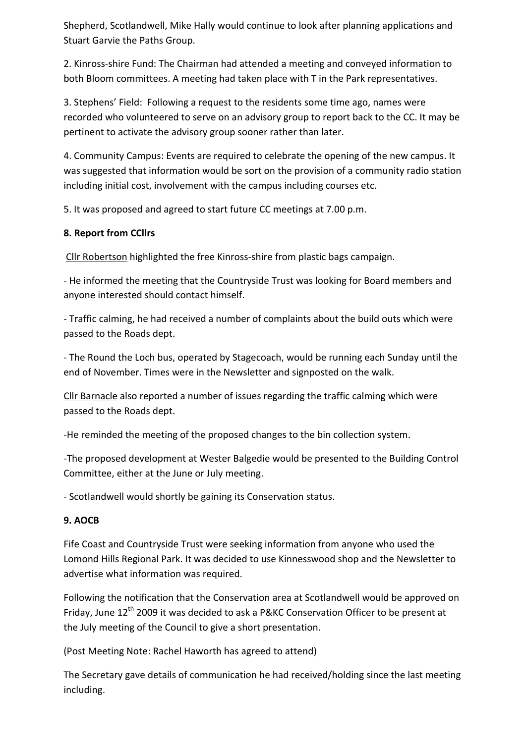Shepherd, Scotlandwell, Mike Hally would continue to look after planning applications and Stuart Garvie the Paths Group.

2. Kinross-shire Fund: The Chairman had attended a meeting and conveyed information to both Bloom committees. A meeting had taken place with T in the Park representatives.

3. Stephens' Field: Following a request to the residents some time ago, names were recorded who volunteered to serve on an advisory group to report back to the CC. It may be pertinent to activate the advisory group sooner rather than later.

4. Community Campus: Events are required to celebrate the opening of the new campus. It was suggested that information would be sort on the provision of a community radio station including initial cost, involvement with the campus including courses etc.

5. It was proposed and agreed to start future CC meetings at 7.00 p.m.

**8. Report from CCllrs**

Cllr Robertson highlighted the free Kinross-shire from plastic bags campaign.

- He informed the meeting that the Countryside Trust was looking for Board members and anyone interested should contact himself.

- Traffic calming, he had received a number of complaints about the build outs which were passed to the Roads dept.

- The Round the Loch bus, operated by Stagecoach, would be running each Sunday until the end of November. Times were in the Newsletter and signposted on the walk.

Cllr Barnacle also reported a number of issues regarding the traffic calming which were passed to the Roads dept.

-He reminded the meeting of the proposed changes to the bin collection system.

-The proposed development at Wester Balgedie would be presented to the Building Control Committee, either at the June or July meeting.

- Scotlandwell would shortly be gaining its Conservation status.

**9. AOCB**

Fife Coast and Countryside Trust were seeking information from anyone who used the Lomond Hills Regional Park. It was decided to use Kinnesswood shop and the Newsletter to advertise what information was required.

Following the notification that the Conservation area at Scotlandwell would be approved on Friday, June 12th 2009 it was decided to ask a P&KC Conservation Officer to be present at the July meeting of the Council to give a short presentation.

(Post Meeting Note: Rachel Haworth has agreed to attend)

The Secretary gave details of communication he had received/holding since the last meeting including.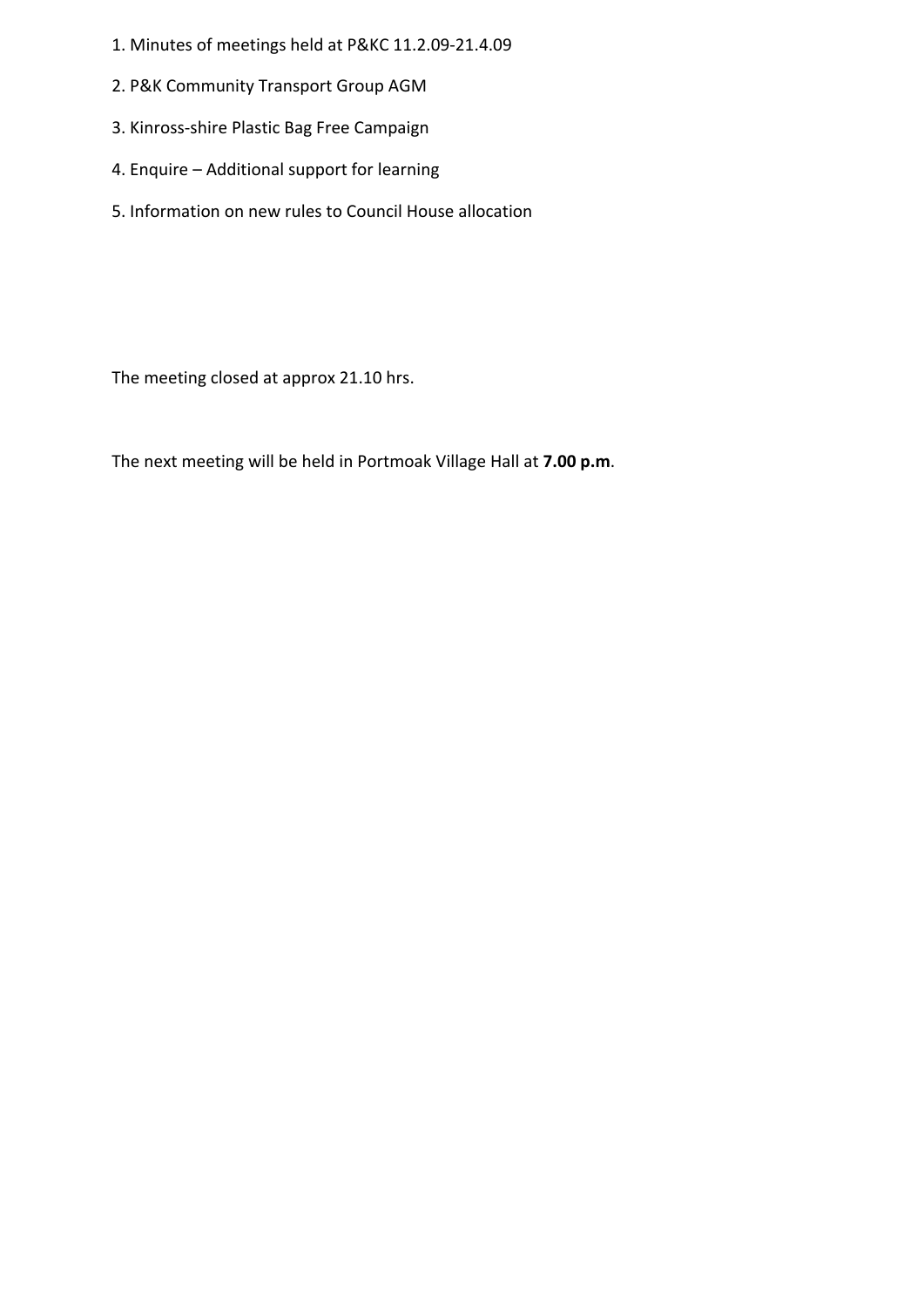1. Minutes of meetings held at P&KC 11.2.09-21.4.09
2. P&K Community Transport Group AGM
3. Kinross-shire Plastic Bag Free Campaign
4. Enquire – Additional support for learning
5. Information on new rules to Council House allocation

The meeting closed at approx 21.10 hrs.

The next meeting will be held in Portmoak Village Hall at **7.00 p.m**.